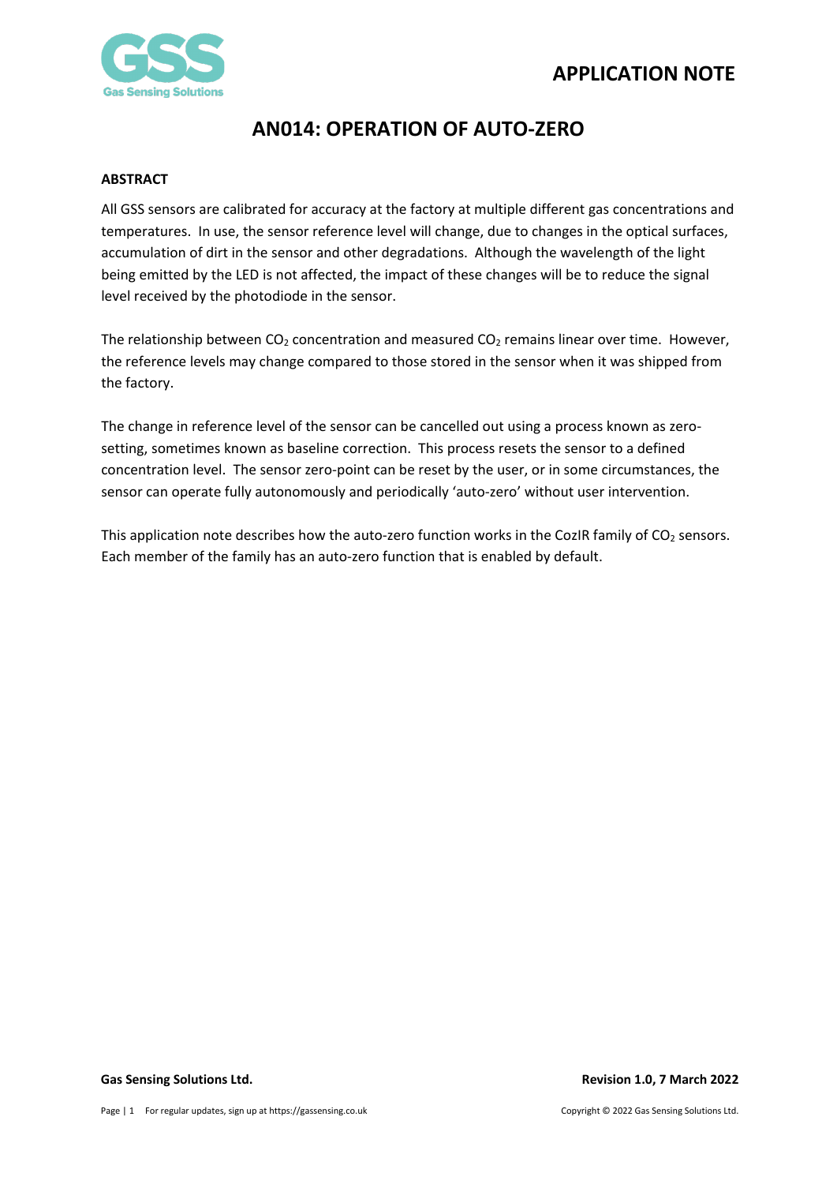# APPLICATION NOTE

## AN014: OPERATION OF AUTO-ZERO

### ABSTRACT

All GSS sensors are calibrated for accuracy at the factory at multiple different gas concentrations and temperatures. In use, the sensor reference level will change, due to changes in the optical surfaces, accumulation of dirt in the sensor and other degradations. Although the wavelength of the light being emitted by the LED is not affected, the impact of these changes will be to reduce the signal level received by the photodiode in the sensor.

The relationship between $CO_2$ concentration and measured $CO_2$ remains linear over time. However, the reference levels may change compared to those stored in the sensor when it was shipped from the factory.

The change in reference level of the sensor can be cancelled out using a process known as zero-setting, sometimes known as baseline correction. This process resets the sensor to a defined concentration level. The sensor zero-point can be reset by the user, or in some circumstances, the sensor can operate fully autonomously and periodically 'auto-zero' without user intervention.

This application note describes how the auto-zero function works in the CozIR family of $CO_2$ sensors. Each member of the family has an auto-zero function that is enabled by default.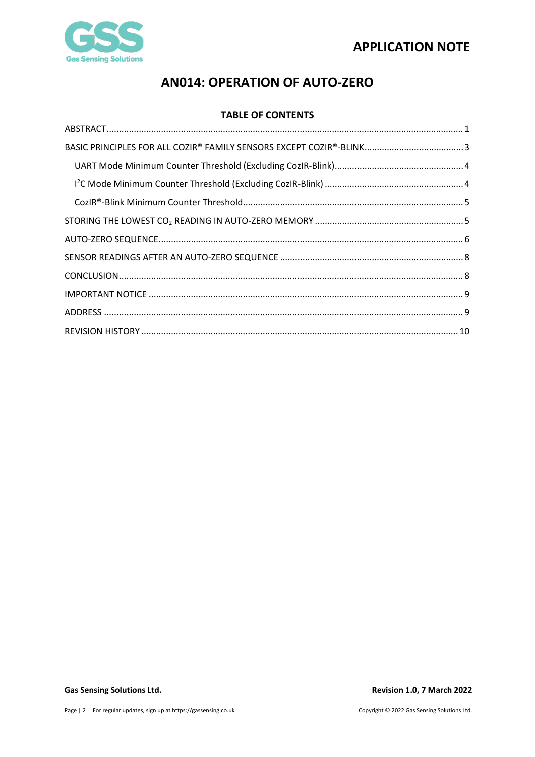# AN014: OPERATION OF AUTO-ZERO

## TABLE OF CONTENTS

ABSTRACT ........ 1

BASIC PRINCIPLES FOR ALL COZIR® FAMILY SENSORS EXCEPT COZIR®-BLINK ........ 3

- UART Mode Minimum Counter Threshold (Excluding CozIR-Blink) ........ 4
- I$^2$C Mode Minimum Counter Threshold (Excluding CozIR-Blink) ........ 4
- CozIR®-Blink Minimum Counter Threshold ........ 5

STORING THE LOWEST $CO_2$ READING IN AUTO-ZERO MEMORY ........ 5

AUTO-ZERO SEQUENCE ........ 6

SENSOR READINGS AFTER AN AUTO-ZERO SEQUENCE ........ 8

CONCLUSION ........ 8

IMPORTANT NOTICE ........ 9

ADDRESS ........ 9

REVISION HISTORY ........ 10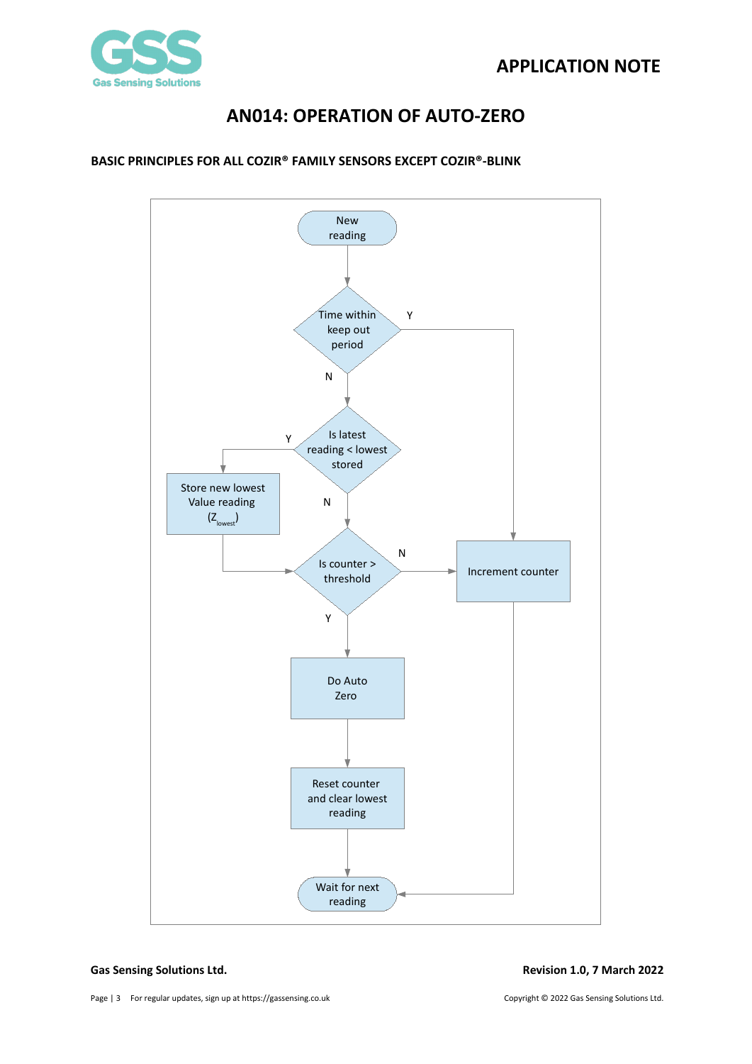### BASIC PRINCIPLES FOR ALL COZIR® FAMILY SENSORS EXCEPT COZIR®-BLINK

- New reading
- Time within keep out period?
  - Y → Increment counter → Wait for next reading
  - N → Is latest reading < lowest stored?
    - Y → Store new lowest Value reading ($Z_{lowest}$) → Is counter > threshold?
    - N → Is counter > threshold?
      - N → Increment counter → Wait for next reading
      - Y → Do Auto Zero → Reset counter and clear lowest reading → Wait for next reading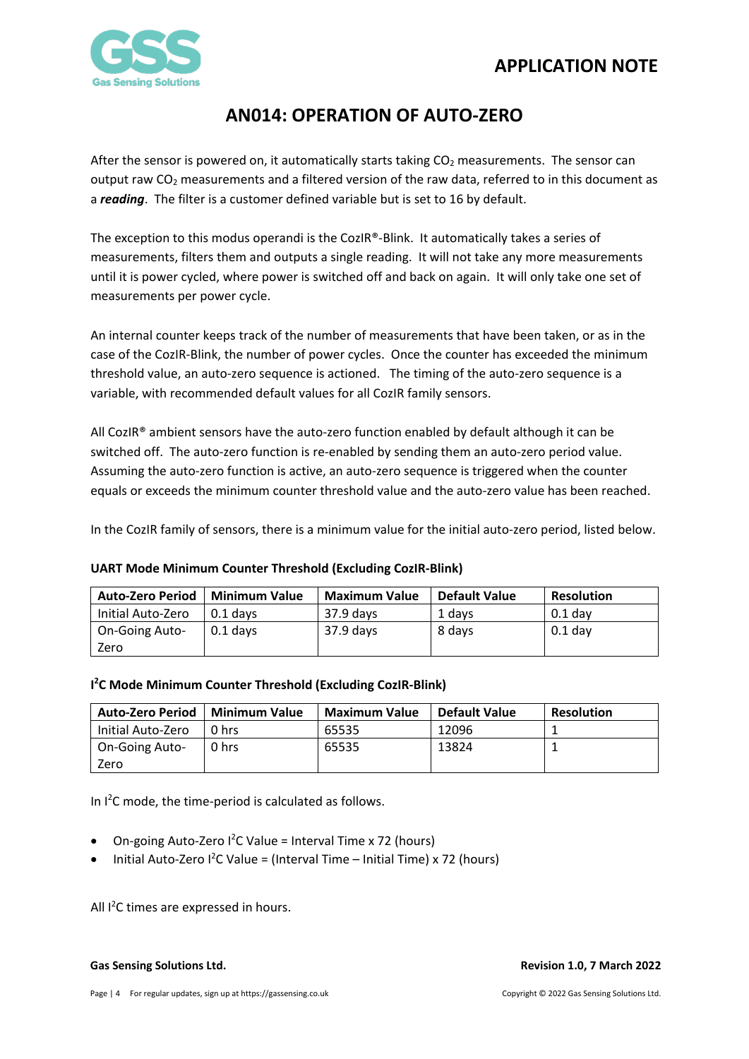# AN014: OPERATION OF AUTO-ZERO

After the sensor is powered on, it automatically starts taking $CO_2$ measurements. The sensor can output raw $CO_2$ measurements and a filtered version of the raw data, referred to in this document as a ***reading***. The filter is a customer defined variable but is set to 16 by default.

The exception to this modus operandi is the CozIR®-Blink. It automatically takes a series of measurements, filters them and outputs a single reading. It will not take any more measurements until it is power cycled, where power is switched off and back on again. It will only take one set of measurements per power cycle.

An internal counter keeps track of the number of measurements that have been taken, or as in the case of the CozIR-Blink, the number of power cycles. Once the counter has exceeded the minimum threshold value, an auto-zero sequence is actioned. The timing of the auto-zero sequence is a variable, with recommended default values for all CozIR family sensors.

All CozIR® ambient sensors have the auto-zero function enabled by default although it can be switched off. The auto-zero function is re-enabled by sending them an auto-zero period value. Assuming the auto-zero function is active, an auto-zero sequence is triggered when the counter equals or exceeds the minimum counter threshold value and the auto-zero value has been reached.

In the CozIR family of sensors, there is a minimum value for the initial auto-zero period, listed below.

**UART Mode Minimum Counter Threshold (Excluding CozIR-Blink)**

| Auto-Zero Period | Minimum Value | Maximum Value | Default Value | Resolution |
|---|---|---|---|---|
| Initial Auto-Zero | 0.1 days | 37.9 days | 1 days | 0.1 day |
| On-Going Auto-Zero | 0.1 days | 37.9 days | 8 days | 0.1 day |

**I²C Mode Minimum Counter Threshold (Excluding CozIR-Blink)**

| Auto-Zero Period | Minimum Value | Maximum Value | Default Value | Resolution |
|---|---|---|---|---|
| Initial Auto-Zero | 0 hrs | 65535 | 12096 | 1 |
| On-Going Auto-Zero | 0 hrs | 65535 | 13824 | 1 |

In I²C mode, the time-period is calculated as follows.

- On-going Auto-Zero I²C Value = Interval Time x 72 (hours)
- Initial Auto-Zero I²C Value = (Interval Time – Initial Time) x 72 (hours)

All I²C times are expressed in hours.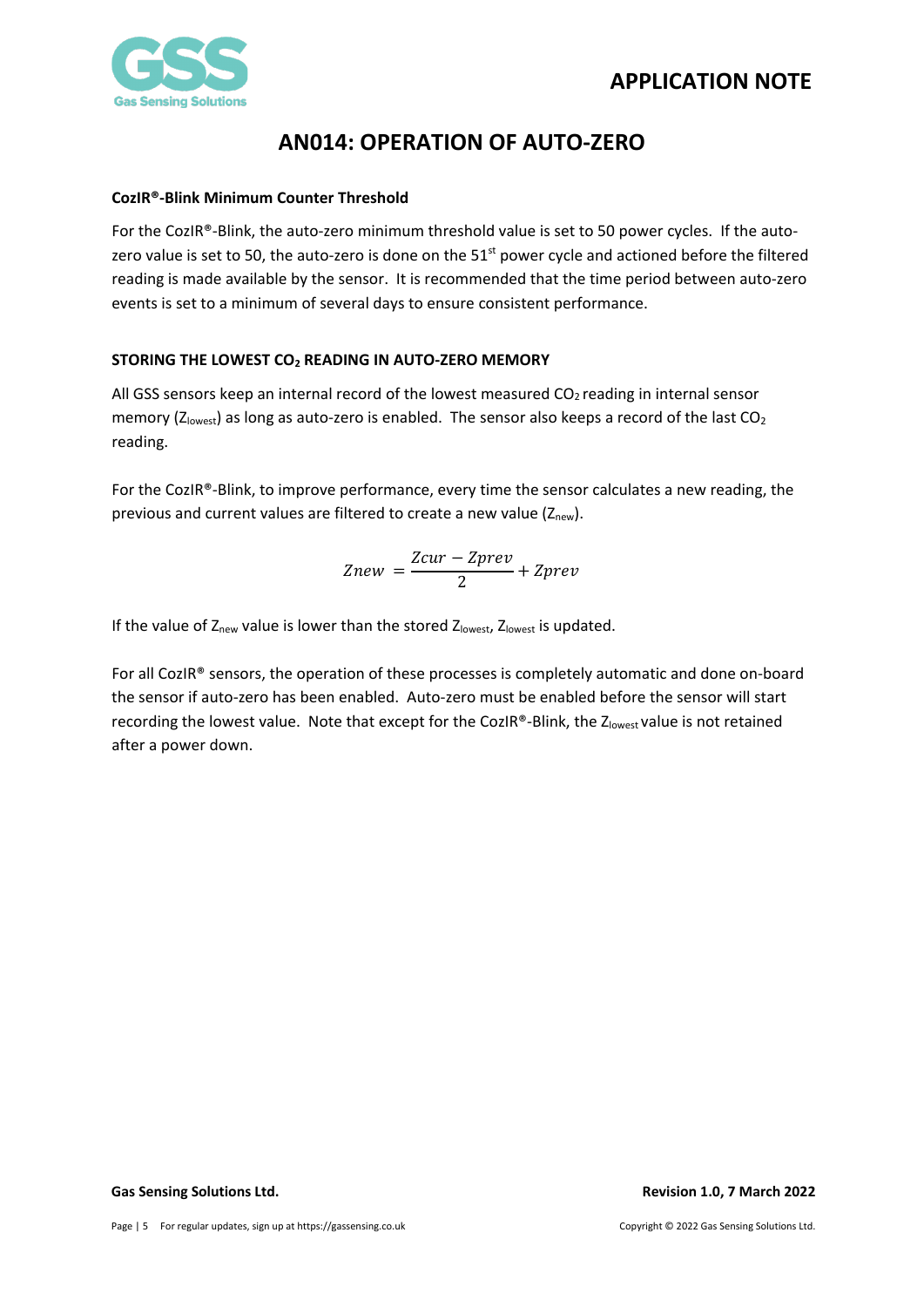# AN014: OPERATION OF AUTO-ZERO

### CozIR®-Blink Minimum Counter Threshold

For the CozIR®-Blink, the auto-zero minimum threshold value is set to 50 power cycles. If the auto-zero value is set to 50, the auto-zero is done on the 51st power cycle and actioned before the filtered reading is made available by the sensor. It is recommended that the time period between auto-zero events is set to a minimum of several days to ensure consistent performance.

### STORING THE LOWEST $CO_2$ READING IN AUTO-ZERO MEMORY

All GSS sensors keep an internal record of the lowest measured $CO_2$ reading in internal sensor memory ($Z_{lowest}$) as long as auto-zero is enabled. The sensor also keeps a record of the last $CO_2$ reading.

For the CozIR®-Blink, to improve performance, every time the sensor calculates a new reading, the previous and current values are filtered to create a new value ($Z_{new}$).

$$Znew = \frac{Zcur - Zprev}{2} + Zprev$$

If the value of $Z_{new}$ value is lower than the stored $Z_{lowest}$, $Z_{lowest}$ is updated.

For all CozIR® sensors, the operation of these processes is completely automatic and done on-board the sensor if auto-zero has been enabled. Auto-zero must be enabled before the sensor will start recording the lowest value. Note that except for the CozIR®-Blink, the $Z_{lowest}$ value is not retained after a power down.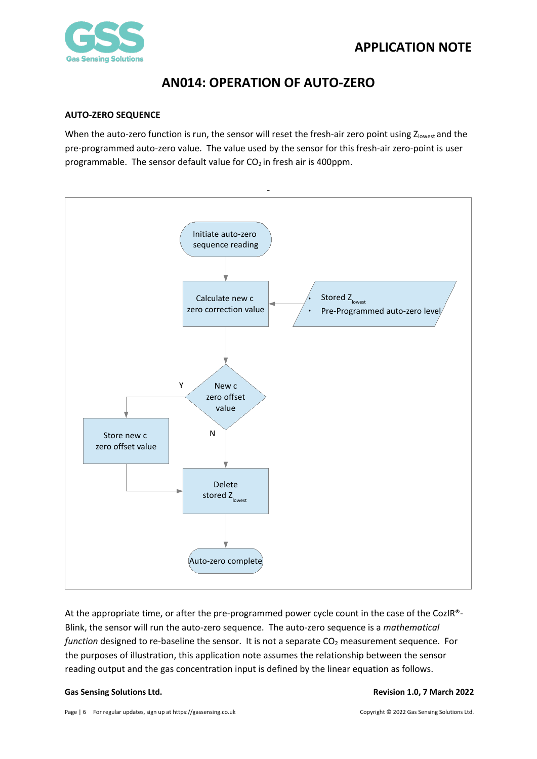# AN014: OPERATION OF AUTO-ZERO

## AUTO-ZERO SEQUENCE

When the auto-zero function is run, the sensor will reset the fresh-air zero point using $Z_{lowest}$ and the pre-programmed auto-zero value. The value used by the sensor for this fresh-air zero-point is user programmable. The sensor default value for $CO_2$ in fresh air is 400ppm.

Initiate auto-zero sequence reading

Calculate new c zero correction value

- Stored $Z_{lowest}$
- Pre-Programmed auto-zero level

New c zero offset value

Y

N

Store new c zero offset value

Delete stored $Z_{lowest}$

Auto-zero complete

At the appropriate time, or after the pre-programmed power cycle count in the case of the CozIR®-Blink, the sensor will run the auto-zero sequence. The auto-zero sequence is a *mathematical function* designed to re-baseline the sensor. It is not a separate $CO_2$ measurement sequence. For the purposes of illustration, this application note assumes the relationship between the sensor reading output and the gas concentration input is defined by the linear equation as follows.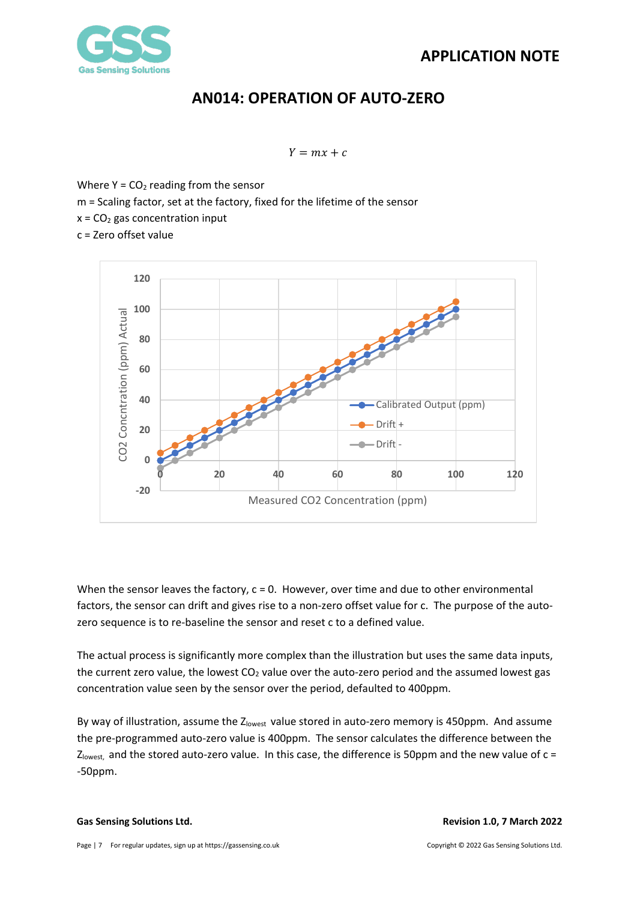$$Y = mx + c$$

Where Y = $CO_2$ reading from the sensor

m = Scaling factor, set at the factory, fixed for the lifetime of the sensor

x = $CO_2$ gas concentration input

c = Zero offset value

When the sensor leaves the factory, c = 0. However, over time and due to other environmental factors, the sensor can drift and gives rise to a non-zero offset value for c. The purpose of the auto-zero sequence is to re-baseline the sensor and reset c to a defined value.

The actual process is significantly more complex than the illustration but uses the same data inputs, the current zero value, the lowest $CO_2$ value over the auto-zero period and the assumed lowest gas concentration value seen by the sensor over the period, defaulted to 400ppm.

By way of illustration, assume the $Z_{lowest}$ value stored in auto-zero memory is 450ppm. And assume the pre-programmed auto-zero value is 400ppm. The sensor calculates the difference between the $Z_{lowest,}$ and the stored auto-zero value. In this case, the difference is 50ppm and the new value of c = -50ppm.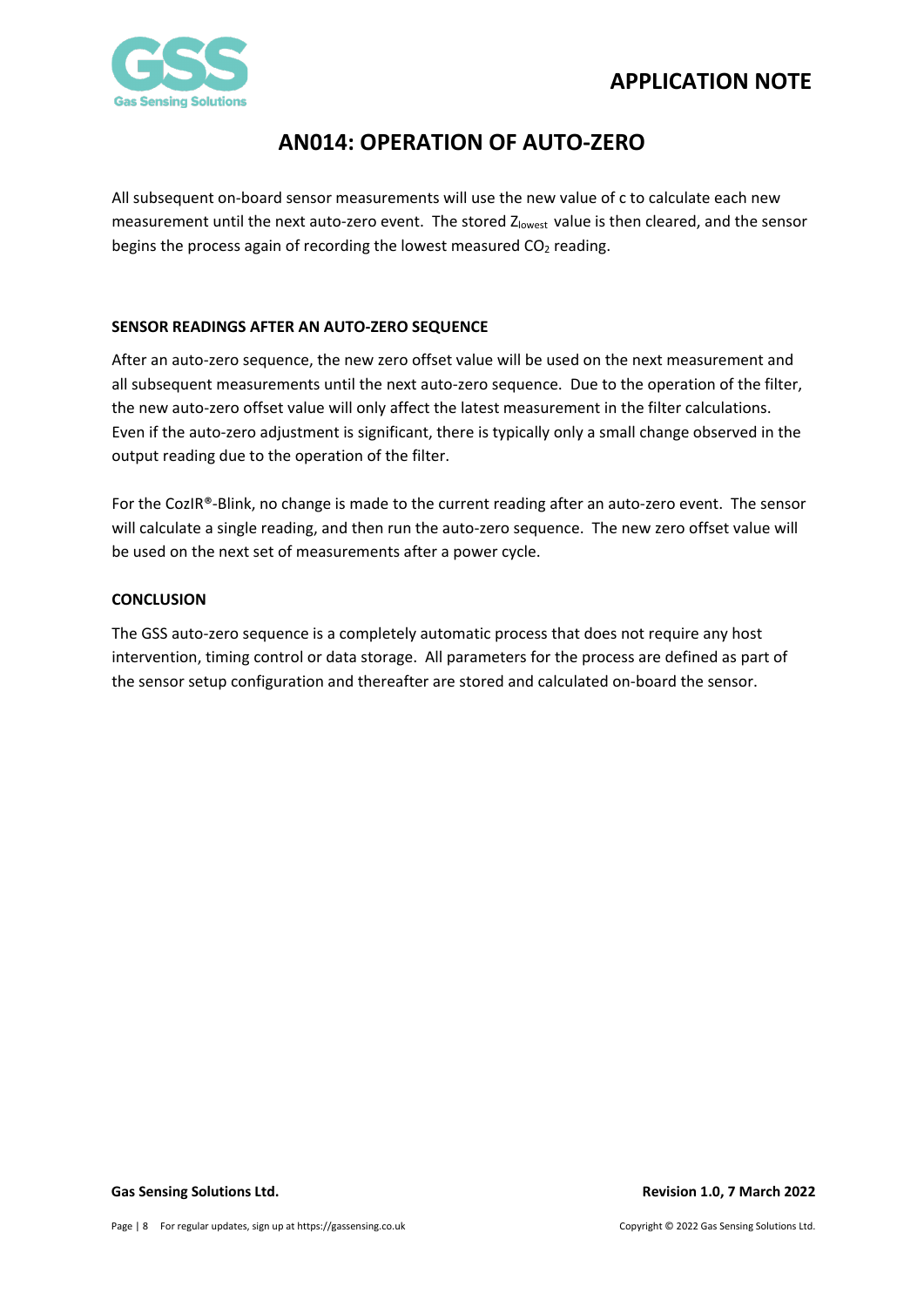All subsequent on-board sensor measurements will use the new value of c to calculate each new measurement until the next auto-zero event. The stored $Z_{lowest}$ value is then cleared, and the sensor begins the process again of recording the lowest measured $CO_2$ reading.

### SENSOR READINGS AFTER AN AUTO-ZERO SEQUENCE

After an auto-zero sequence, the new zero offset value will be used on the next measurement and all subsequent measurements until the next auto-zero sequence. Due to the operation of the filter, the new auto-zero offset value will only affect the latest measurement in the filter calculations. Even if the auto-zero adjustment is significant, there is typically only a small change observed in the output reading due to the operation of the filter.

For the CozIR®-Blink, no change is made to the current reading after an auto-zero event. The sensor will calculate a single reading, and then run the auto-zero sequence. The new zero offset value will be used on the next set of measurements after a power cycle.

### CONCLUSION

The GSS auto-zero sequence is a completely automatic process that does not require any host intervention, timing control or data storage. All parameters for the process are defined as part of the sensor setup configuration and thereafter are stored and calculated on-board the sensor.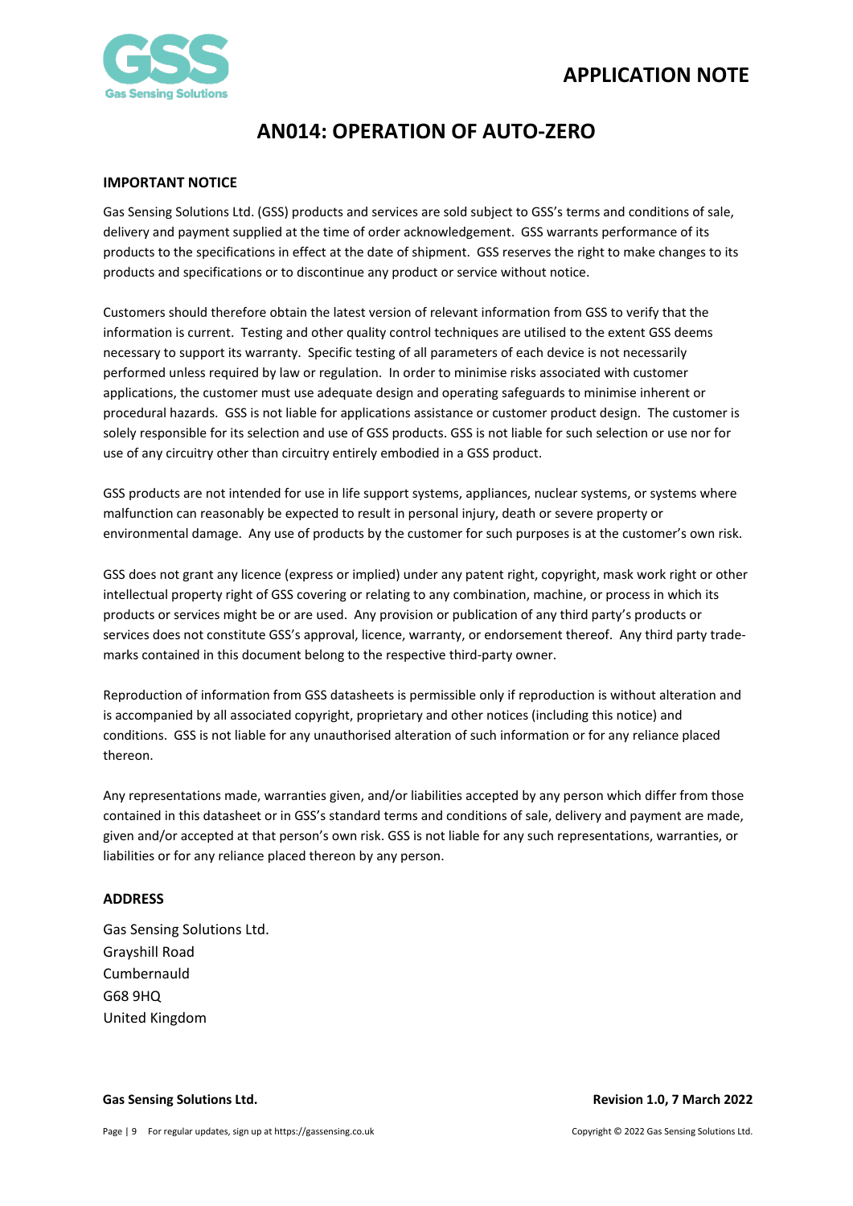# AN014: OPERATION OF AUTO-ZERO

## IMPORTANT NOTICE

Gas Sensing Solutions Ltd. (GSS) products and services are sold subject to GSS's terms and conditions of sale, delivery and payment supplied at the time of order acknowledgement. GSS warrants performance of its products to the specifications in effect at the date of shipment. GSS reserves the right to make changes to its products and specifications or to discontinue any product or service without notice.

Customers should therefore obtain the latest version of relevant information from GSS to verify that the information is current. Testing and other quality control techniques are utilised to the extent GSS deems necessary to support its warranty. Specific testing of all parameters of each device is not necessarily performed unless required by law or regulation. In order to minimise risks associated with customer applications, the customer must use adequate design and operating safeguards to minimise inherent or procedural hazards. GSS is not liable for applications assistance or customer product design. The customer is solely responsible for its selection and use of GSS products. GSS is not liable for such selection or use nor for use of any circuitry other than circuitry entirely embodied in a GSS product.

GSS products are not intended for use in life support systems, appliances, nuclear systems, or systems where malfunction can reasonably be expected to result in personal injury, death or severe property or environmental damage. Any use of products by the customer for such purposes is at the customer's own risk.

GSS does not grant any licence (express or implied) under any patent right, copyright, mask work right or other intellectual property right of GSS covering or relating to any combination, machine, or process in which its products or services might be or are used. Any provision or publication of any third party's products or services does not constitute GSS's approval, licence, warranty, or endorsement thereof. Any third party trade-marks contained in this document belong to the respective third-party owner.

Reproduction of information from GSS datasheets is permissible only if reproduction is without alteration and is accompanied by all associated copyright, proprietary and other notices (including this notice) and conditions. GSS is not liable for any unauthorised alteration of such information or for any reliance placed thereon.

Any representations made, warranties given, and/or liabilities accepted by any person which differ from those contained in this datasheet or in GSS's standard terms and conditions of sale, delivery and payment are made, given and/or accepted at that person's own risk. GSS is not liable for any such representations, warranties, or liabilities or for any reliance placed thereon by any person.

## ADDRESS

Gas Sensing Solutions Ltd.
Grayshill Road
Cumbernauld
G68 9HQ
United Kingdom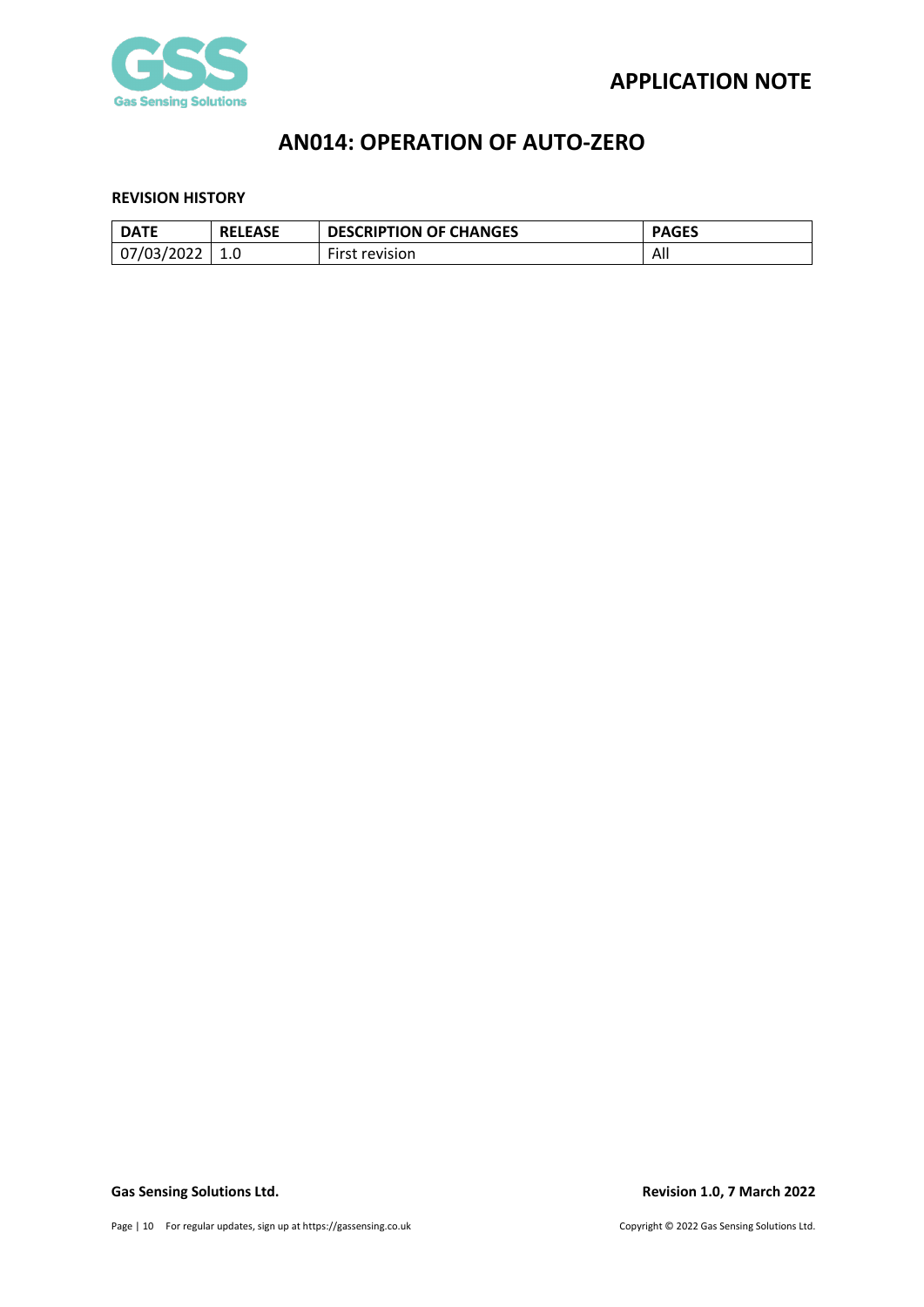# AN014: OPERATION OF AUTO-ZERO

**REVISION HISTORY**

| DATE | RELEASE | DESCRIPTION OF CHANGES | PAGES |
| --- | --- | --- | --- |
| 07/03/2022 | 1.0 | First revision | All |